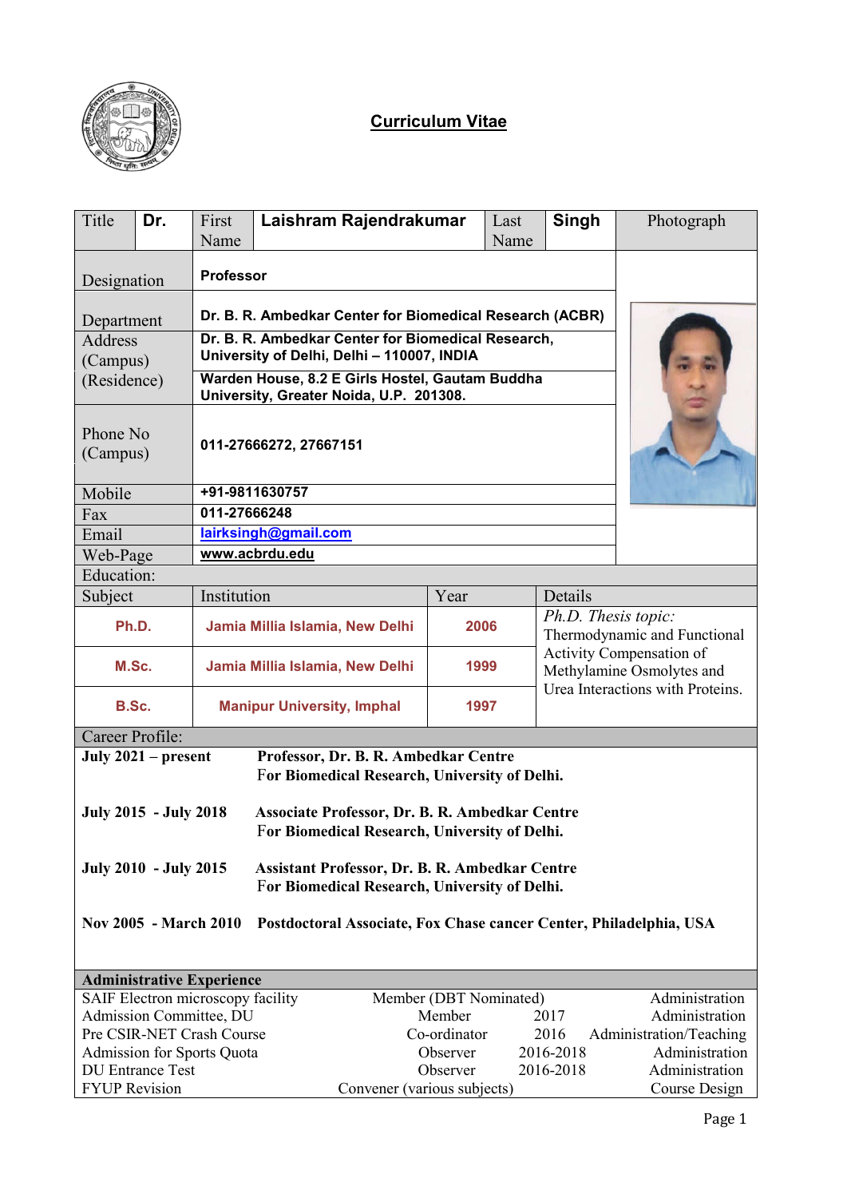# Curriculum Vitae

| Title | Dr. | First Name | Laishram Rajendrakumar | Last Name | Singh | Photograph |
|---|---|---|---|---|---|---|
| Designation | | **Professor** | | | | |
| Department | | **Dr. B. R. Ambedkar Center for Biomedical Research (ACBR)** | | | | |
| Address (Campus) | | **Dr. B. R. Ambedkar Center for Biomedical Research, University of Delhi, Delhi – 110007, INDIA** | | | | |
| (Residence) | | **Warden House, 8.2 E Girls Hostel, Gautam Buddha University, Greater Noida, U.P. 201308.** | | | | |
| Phone No (Campus) | | **011-27666272, 27667151** | | | | |
| Mobile | | **+91-9811630757** | | | | |
| Fax | | **011-27666248** | | | | |
| Email | | **lairksingh@gmail.com** | | | | |
| Web-Page | | **www.acbrdu.edu** | | | | |

**Education:**

| Subject | Institution | Year | Details |
|---|---|---|---|
| **Ph.D.** | **Jamia Millia Islamia, New Delhi** | **2006** | *Ph.D. Thesis topic:* Thermodynamic and Functional Activity Compensation of Methylamine Osmolytes and Urea Interactions with Proteins. |
| **M.Sc.** | **Jamia Millia Islamia, New Delhi** | **1999** | |
| **B.Sc.** | **Manipur University, Imphal** | **1997** | |

**Career Profile:**

| | |
|---|---|
| **July 2021 – present** | **Professor, Dr. B. R. Ambedkar Centre For Biomedical Research, University of Delhi.** |
| **July 2015 - July 2018** | **Associate Professor, Dr. B. R. Ambedkar Centre For Biomedical Research, University of Delhi.** |
| **July 2010 - July 2015** | **Assistant Professor, Dr. B. R. Ambedkar Centre For Biomedical Research, University of Delhi.** |
| **Nov 2005 - March 2010** | **Postdoctoral Associate, Fox Chase cancer Center, Philadelphia, USA** |

**Administrative Experience**

| | | | |
|---|---|---|---|
| SAIF Electron microscopy facility | Member (DBT Nominated) | | Administration |
| Admission Committee, DU | Member | 2017 | Administration |
| Pre CSIR-NET Crash Course | Co-ordinator | 2016 | Administration/Teaching |
| Admission for Sports Quota | Observer | 2016-2018 | Administration |
| DU Entrance Test | Observer | 2016-2018 | Administration |
| FYUP Revision | Convener (various subjects) | | Course Design |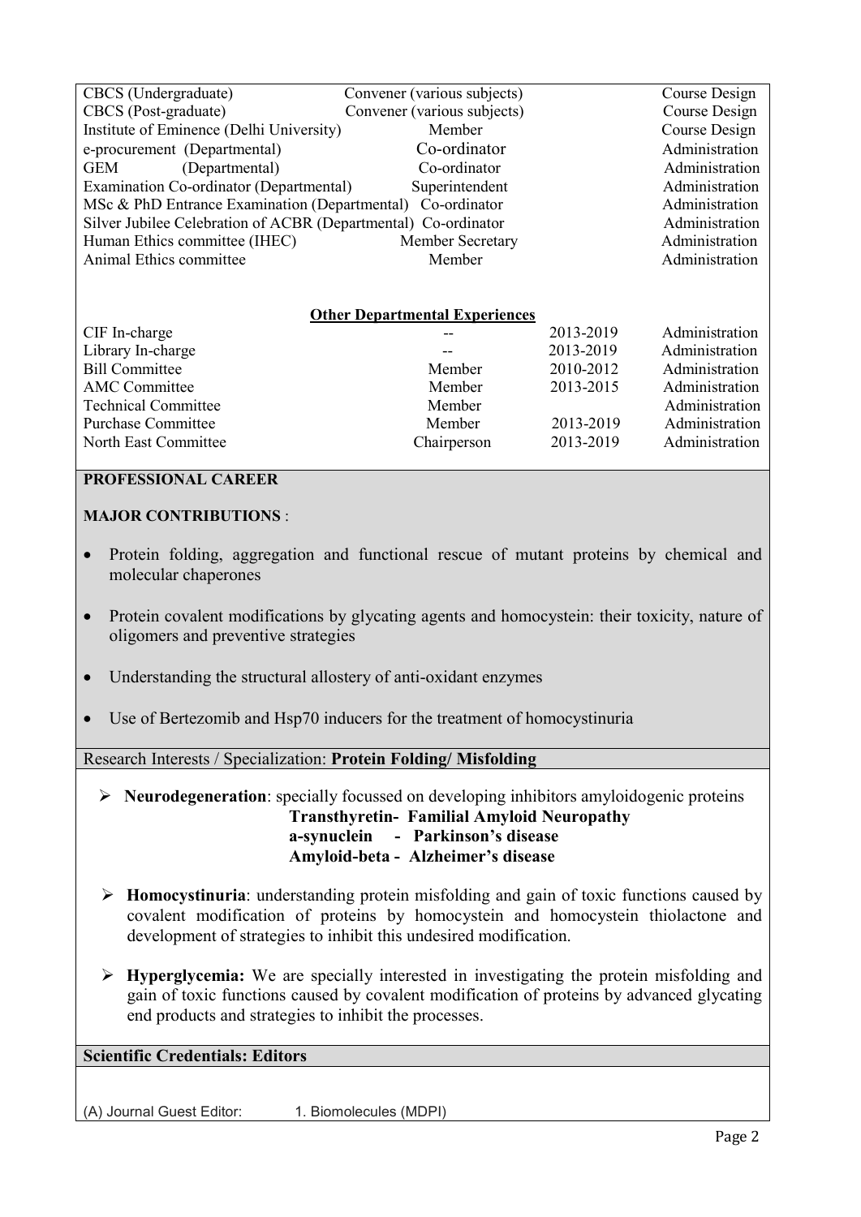| | | | |
|---|---|---|---|
| CBCS (Undergraduate) | Convener (various subjects) | | Course Design |
| CBCS (Post-graduate) | Convener (various subjects) | | Course Design |
| Institute of Eminence (Delhi University) | Member | | Course Design |
| e-procurement (Departmental) | Co-ordinator | | Administration |
| GEM (Departmental) | Co-ordinator | | Administration |
| Examination Co-ordinator (Departmental) | Superintendent | | Administration |
| MSc & PhD Entrance Examination (Departmental) | Co-ordinator | | Administration |
| Silver Jubilee Celebration of ACBR (Departmental) | Co-ordinator | | Administration |
| Human Ethics committee (IHEC) | Member Secretary | | Administration |
| Animal Ethics committee | Member | | Administration |

**Other Departmental Experiences**

| | | | |
|---|---|---|---|
| CIF In-charge | -- | 2013-2019 | Administration |
| Library In-charge | -- | 2013-2019 | Administration |
| Bill Committee | Member | 2010-2012 | Administration |
| AMC Committee | Member | 2013-2015 | Administration |
| Technical Committee | Member | | Administration |
| Purchase Committee | Member | 2013-2019 | Administration |
| North East Committee | Chairperson | 2013-2019 | Administration |

## PROFESSIONAL CAREER

**MAJOR CONTRIBUTIONS** :

- Protein folding, aggregation and functional rescue of mutant proteins by chemical and molecular chaperones
- Protein covalent modifications by glycating agents and homocystein: their toxicity, nature of oligomers and preventive strategies
- Understanding the structural allostery of anti-oxidant enzymes
- Use of Bertezomib and Hsp70 inducers for the treatment of homocystinuria

Research Interests / Specialization: **Protein Folding/ Misfolding**

- **Neurodegeneration**: specially focussed on developing inhibitors amyloidogenic proteins
  **Transthyretin- Familial Amyloid Neuropathy**
  **a-synuclein - Parkinson's disease**
  **Amyloid-beta - Alzheimer's disease**
- **Homocystinuria**: understanding protein misfolding and gain of toxic functions caused by covalent modification of proteins by homocystein and homocystein thiolactone and development of strategies to inhibit this undesired modification.
- **Hyperglycemia:** We are specially interested in investigating the protein misfolding and gain of toxic functions caused by covalent modification of proteins by advanced glycating end products and strategies to inhibit the processes.

## Scientific Credentials: Editors

(A) Journal Guest Editor: 1. Biomolecules (MDPI)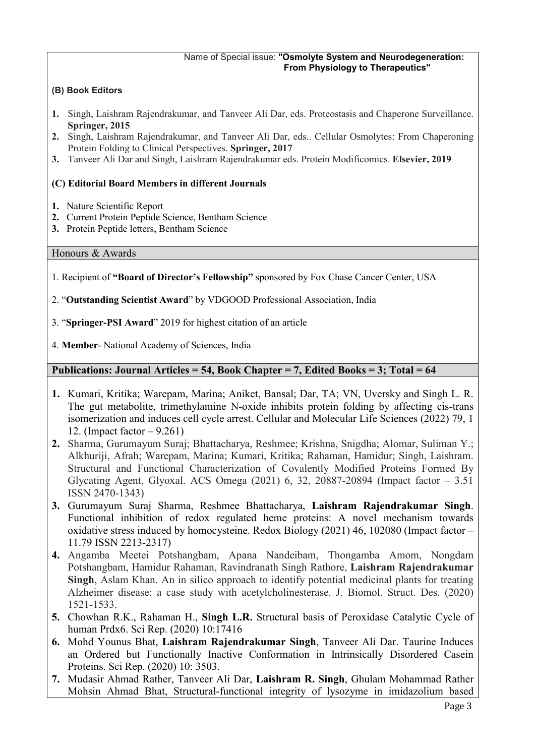Name of Special issue: **"Osmolyte System and Neurodegeneration: From Physiology to Therapeutics"**

**(B) Book Editors**

1. Singh, Laishram Rajendrakumar, and Tanveer Ali Dar, eds. Proteostasis and Chaperone Surveillance. **Springer, 2015**
2. Singh, Laishram Rajendrakumar, and Tanveer Ali Dar, eds.. Cellular Osmolytes: From Chaperoning Protein Folding to Clinical Perspectives. **Springer, 2017**
3. Tanveer Ali Dar and Singh, Laishram Rajendrakumar eds. Protein Modificomics. **Elsevier, 2019**

**(C) Editorial Board Members in different Journals**

1. Nature Scientific Report
2. Current Protein Peptide Science, Bentham Science
3. Protein Peptide letters, Bentham Science

## Honours & Awards

1. Recipient of **"Board of Director's Fellowship"** sponsored by Fox Chase Cancer Center, USA

2. "**Outstanding Scientist Award**" by VDGOOD Professional Association, India

3. "**Springer-PSI Award**" 2019 for highest citation of an article

4. **Member**- National Academy of Sciences, India

## Publications: Journal Articles = 54, Book Chapter = 7, Edited Books = 3; Total = 64

1. Kumari, Kritika; Warepam, Marina; Aniket, Bansal; Dar, TA; VN, Uversky and Singh L. R. The gut metabolite, trimethylamine N-oxide inhibits protein folding by affecting cis-trans isomerization and induces cell cycle arrest. Cellular and Molecular Life Sciences (2022) 79, 1 12. (Impact factor – 9.261)
2. Sharma, Gurumayum Suraj; Bhattacharya, Reshmee; Krishna, Snigdha; Alomar, Suliman Y.; Alkhuriji, Afrah; Warepam, Marina; Kumari, Kritika; Rahaman, Hamidur; Singh, Laishram. Structural and Functional Characterization of Covalently Modified Proteins Formed By Glycating Agent, Glyoxal. ACS Omega (2021) 6, 32, 20887-20894 (Impact factor – 3.51 ISSN 2470-1343)
3. Gurumayum Suraj Sharma, Reshmee Bhattacharya, **Laishram Rajendrakumar Singh**. Functional inhibition of redox regulated heme proteins: A novel mechanism towards oxidative stress induced by homocysteine. Redox Biology (2021) 46, 102080 (Impact factor – 11.79 ISSN 2213-2317)
4. Angamba Meetei Potshangbam, Apana Nandeibam, Thongamba Amom, Nongdam Potshangbam, Hamidur Rahaman, Ravindranath Singh Rathore, **Laishram Rajendrakumar Singh**, Aslam Khan. An in silico approach to identify potential medicinal plants for treating Alzheimer disease: a case study with acetylcholinesterase. J. Biomol. Struct. Des. (2020) 1521-1533.
5. Chowhan R.K., Rahaman H., **Singh L.R.** Structural basis of Peroxidase Catalytic Cycle of human Prdx6. Sci Rep. (2020) 10:17416
6. Mohd Younus Bhat, **Laishram Rajendrakumar Singh**, Tanveer Ali Dar. Taurine Induces an Ordered but Functionally Inactive Conformation in Intrinsically Disordered Casein Proteins. Sci Rep. (2020) 10: 3503.
7. Mudasir Ahmad Rather, Tanveer Ali Dar, **Laishram R. Singh**, Ghulam Mohammad Rather Mohsin Ahmad Bhat, Structural-functional integrity of lysozyme in imidazolium based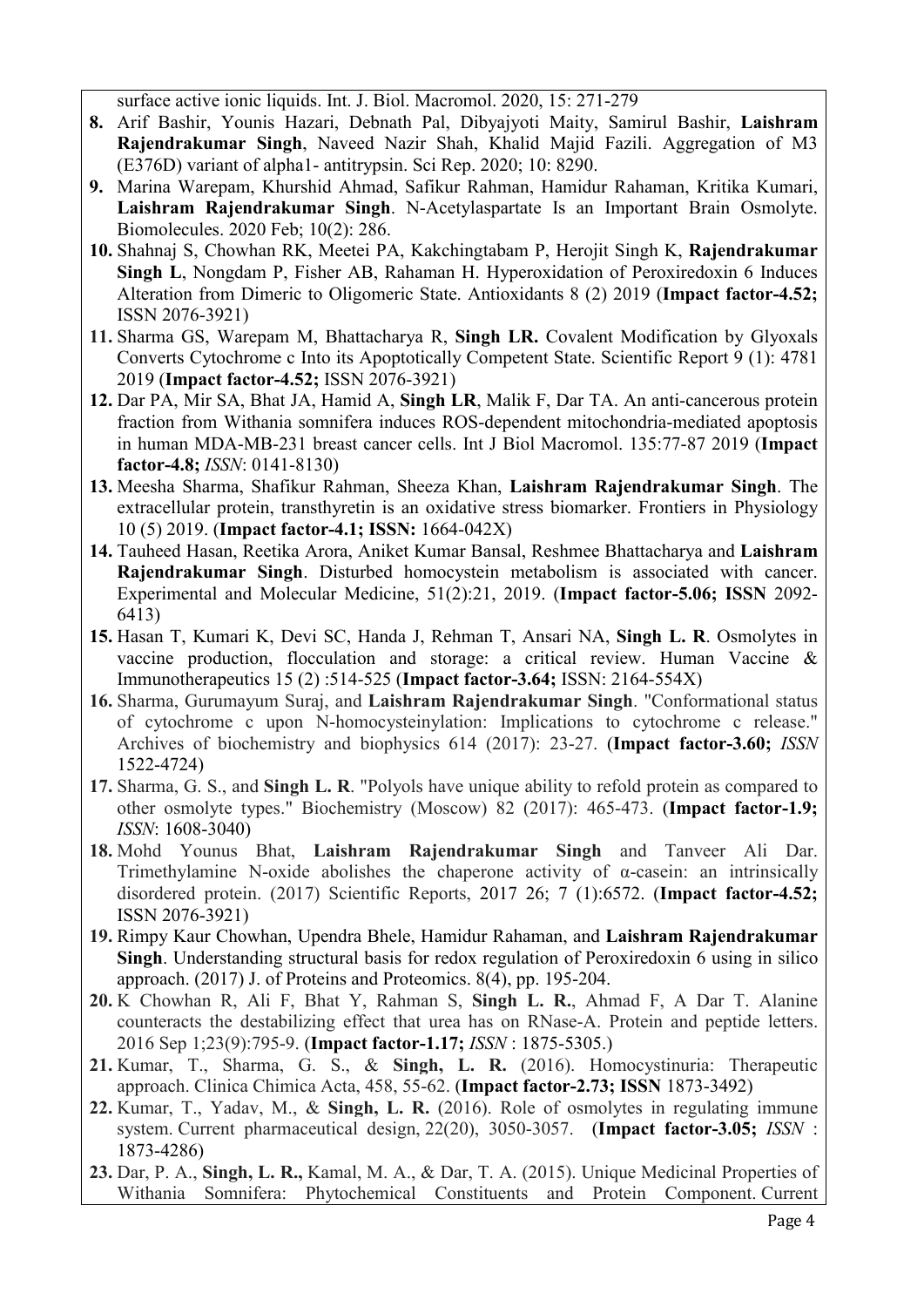surface active ionic liquids. Int. J. Biol. Macromol. 2020, 15: 271-279

8. Arif Bashir, Younis Hazari, Debnath Pal, Dibyajyoti Maity, Samirul Bashir, **Laishram Rajendrakumar Singh**, Naveed Nazir Shah, Khalid Majid Fazili. Aggregation of M3 (E376D) variant of alpha1- antitrypsin. Sci Rep. 2020; 10: 8290.
9. Marina Warepam, Khurshid Ahmad, Safikur Rahman, Hamidur Rahaman, Kritika Kumari, **Laishram Rajendrakumar Singh**. N-Acetylaspartate Is an Important Brain Osmolyte. Biomolecules. 2020 Feb; 10(2): 286.
10. Shahnaj S, Chowhan RK, Meetei PA, Kakchingtabam P, Herojit Singh K, **Rajendrakumar Singh L**, Nongdam P, Fisher AB, Rahaman H. Hyperoxidation of Peroxiredoxin 6 Induces Alteration from Dimeric to Oligomeric State. Antioxidants 8 (2) 2019 (**Impact factor-4.52;** ISSN 2076-3921)
11. Sharma GS, Warepam M, Bhattacharya R, **Singh LR.** Covalent Modification by Glyoxals Converts Cytochrome c Into its Apoptotically Competent State. Scientific Report 9 (1): 4781 2019 (**Impact factor-4.52;** ISSN 2076-3921)
12. Dar PA, Mir SA, Bhat JA, Hamid A, **Singh LR**, Malik F, Dar TA. An anti-cancerous protein fraction from Withania somnifera induces ROS-dependent mitochondria-mediated apoptosis in human MDA-MB-231 breast cancer cells. Int J Biol Macromol. 135:77-87 2019 (**Impact factor-4.8;** *ISSN*: 0141-8130)
13. Meesha Sharma, Shafikur Rahman, Sheeza Khan, **Laishram Rajendrakumar Singh**. The extracellular protein, transthyretin is an oxidative stress biomarker. Frontiers in Physiology 10 (5) 2019. (**Impact factor-4.1; ISSN:** 1664-042X)
14. Tauheed Hasan, Reetika Arora, Aniket Kumar Bansal, Reshmee Bhattacharya and **Laishram Rajendrakumar Singh**. Disturbed homocystein metabolism is associated with cancer. Experimental and Molecular Medicine, 51(2):21, 2019. (**Impact factor-5.06; ISSN** 2092-6413)
15. Hasan T, Kumari K, Devi SC, Handa J, Rehman T, Ansari NA, **Singh L. R**. Osmolytes in vaccine production, flocculation and storage: a critical review. Human Vaccine & Immunotherapeutics 15 (2) :514-525 (**Impact factor-3.64;** ISSN: 2164-554X)
16. Sharma, Gurumayum Suraj, and **Laishram Rajendrakumar Singh**. "Conformational status of cytochrome c upon N-homocysteinylation: Implications to cytochrome c release." Archives of biochemistry and biophysics 614 (2017): 23-27. (**Impact factor-3.60;** *ISSN* 1522-4724)
17. Sharma, G. S., and **Singh L. R**. "Polyols have unique ability to refold protein as compared to other osmolyte types." Biochemistry (Moscow) 82 (2017): 465-473. (**Impact factor-1.9;** *ISSN*: 1608-3040)
18. Mohd Younus Bhat, **Laishram Rajendrakumar Singh** and Tanveer Ali Dar. Trimethylamine N-oxide abolishes the chaperone activity of α-casein: an intrinsically disordered protein. (2017) Scientific Reports, 2017 26; 7 (1):6572. (**Impact factor-4.52;** ISSN 2076-3921)
19. Rimpy Kaur Chowhan, Upendra Bhele, Hamidur Rahaman, and **Laishram Rajendrakumar Singh**. Understanding structural basis for redox regulation of Peroxiredoxin 6 using in silico approach. (2017) J. of Proteins and Proteomics. 8(4), pp. 195-204.
20. K Chowhan R, Ali F, Bhat Y, Rahman S, **Singh L. R.**, Ahmad F, A Dar T. Alanine counteracts the destabilizing effect that urea has on RNase-A. Protein and peptide letters. 2016 Sep 1;23(9):795-9. (**Impact factor-1.17;** *ISSN* : 1875-5305.)
21. Kumar, T., Sharma, G. S., & **Singh, L. R.** (2016). Homocystinuria: Therapeutic approach. Clinica Chimica Acta, 458, 55-62. (**Impact factor-2.73; ISSN** 1873-3492)
22. Kumar, T., Yadav, M., & **Singh, L. R.** (2016). Role of osmolytes in regulating immune system. Current pharmaceutical design, 22(20), 3050-3057. (**Impact factor-3.05;** *ISSN* : 1873-4286)
23. Dar, P. A., **Singh, L. R.,** Kamal, M. A., & Dar, T. A. (2015). Unique Medicinal Properties of Withania Somnifera: Phytochemical Constituents and Protein Component. Current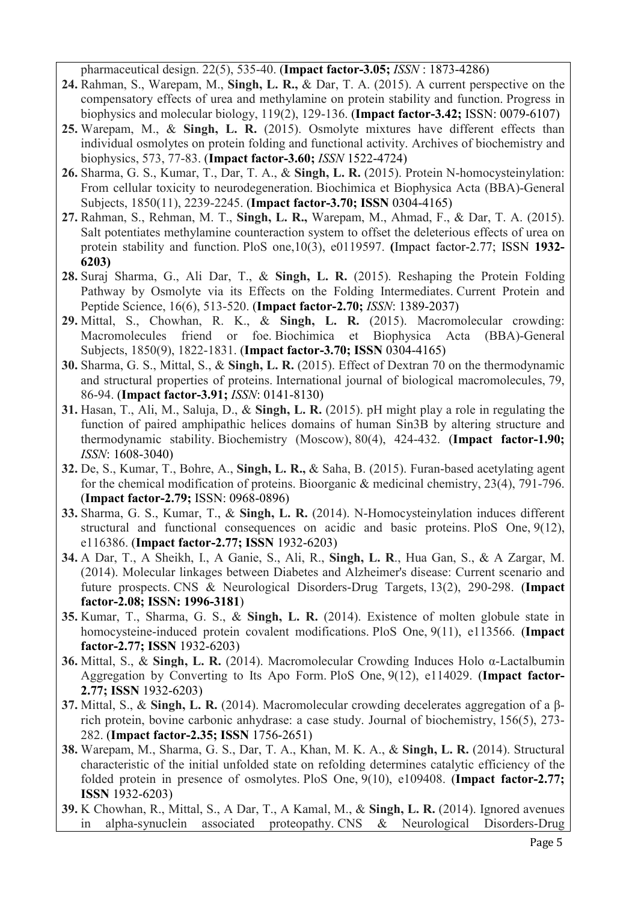pharmaceutical design. 22(5), 535-40. (**Impact factor-3.05;** *ISSN* : 1873-4286)

**24.** Rahman, S., Warepam, M., **Singh, L. R.,** & Dar, T. A. (2015). A current perspective on the compensatory effects of urea and methylamine on protein stability and function. Progress in biophysics and molecular biology, 119(2), 129-136. (**Impact factor-3.42;** ISSN: 0079-6107)

**25.** Warepam, M., & **Singh, L. R.** (2015). Osmolyte mixtures have different effects than individual osmolytes on protein folding and functional activity. Archives of biochemistry and biophysics, 573, 77-83. (**Impact factor-3.60;** *ISSN* 1522-4724)

**26.** Sharma, G. S., Kumar, T., Dar, T. A., & **Singh, L. R.** (2015). Protein N-homocysteinylation: From cellular toxicity to neurodegeneration. Biochimica et Biophysica Acta (BBA)-General Subjects, 1850(11), 2239-2245. (**Impact factor-3.70; ISSN** 0304-4165)

**27.** Rahman, S., Rehman, M. T., **Singh, L. R.,** Warepam, M., Ahmad, F., & Dar, T. A. (2015). Salt potentiates methylamine counteraction system to offset the deleterious effects of urea on protein stability and function. PloS one,10(3), e0119597. **(**Impact factor-2.77; ISSN **1932-6203)**

**28.** Suraj Sharma, G., Ali Dar, T., & **Singh, L. R.** (2015). Reshaping the Protein Folding Pathway by Osmolyte via its Effects on the Folding Intermediates. Current Protein and Peptide Science, 16(6), 513-520. (**Impact factor-2.70;** *ISSN*: 1389-2037)

**29.** Mittal, S., Chowhan, R. K., & **Singh, L. R.** (2015). Macromolecular crowding: Macromolecules friend or foe. Biochimica et Biophysica Acta (BBA)-General Subjects, 1850(9), 1822-1831. (**Impact factor-3.70; ISSN** 0304-4165)

**30.** Sharma, G. S., Mittal, S., & **Singh, L. R.** (2015). Effect of Dextran 70 on the thermodynamic and structural properties of proteins. International journal of biological macromolecules, 79, 86-94. (**Impact factor-3.91;** *ISSN*: 0141-8130)

**31.** Hasan, T., Ali, M., Saluja, D., & **Singh, L. R.** (2015). pH might play a role in regulating the function of paired amphipathic helices domains of human Sin3B by altering structure and thermodynamic stability. Biochemistry (Moscow), 80(4), 424-432. (**Impact factor-1.90;** *ISSN*: 1608-3040)

**32.** De, S., Kumar, T., Bohre, A., **Singh, L. R.,** & Saha, B. (2015). Furan-based acetylating agent for the chemical modification of proteins. Bioorganic & medicinal chemistry, 23(4), 791-796. (**Impact factor-2.79;** ISSN: 0968-0896)

**33.** Sharma, G. S., Kumar, T., & **Singh, L. R.** (2014). N-Homocysteinylation induces different structural and functional consequences on acidic and basic proteins. PloS One, 9(12), e116386. (**Impact factor-2.77; ISSN** 1932-6203)

**34.** A Dar, T., A Sheikh, I., A Ganie, S., Ali, R., **Singh, L. R**., Hua Gan, S., & A Zargar, M. (2014). Molecular linkages between Diabetes and Alzheimer's disease: Current scenario and future prospects. CNS & Neurological Disorders-Drug Targets, 13(2), 290-298. (**Impact factor-2.08; ISSN: 1996-3181**)

**35.** Kumar, T., Sharma, G. S., & **Singh, L. R.** (2014). Existence of molten globule state in homocysteine-induced protein covalent modifications. PloS One, 9(11), e113566. (**Impact factor-2.77; ISSN** 1932-6203)

**36.** Mittal, S., & **Singh, L. R.** (2014). Macromolecular Crowding Induces Holo α-Lactalbumin Aggregation by Converting to Its Apo Form. PloS One, 9(12), e114029. (**Impact factor-2.77; ISSN** 1932-6203)

**37.** Mittal, S., & **Singh, L. R.** (2014). Macromolecular crowding decelerates aggregation of a β-rich protein, bovine carbonic anhydrase: a case study. Journal of biochemistry, 156(5), 273-282. (**Impact factor-2.35; ISSN** 1756-2651)

**38.** Warepam, M., Sharma, G. S., Dar, T. A., Khan, M. K. A., & **Singh, L. R.** (2014). Structural characteristic of the initial unfolded state on refolding determines catalytic efficiency of the folded protein in presence of osmolytes. PloS One, 9(10), e109408. (**Impact factor-2.77; ISSN** 1932-6203)

**39.** K Chowhan, R., Mittal, S., A Dar, T., A Kamal, M., & **Singh, L. R.** (2014). Ignored avenues in alpha-synuclein associated proteopathy. CNS & Neurological Disorders-Drug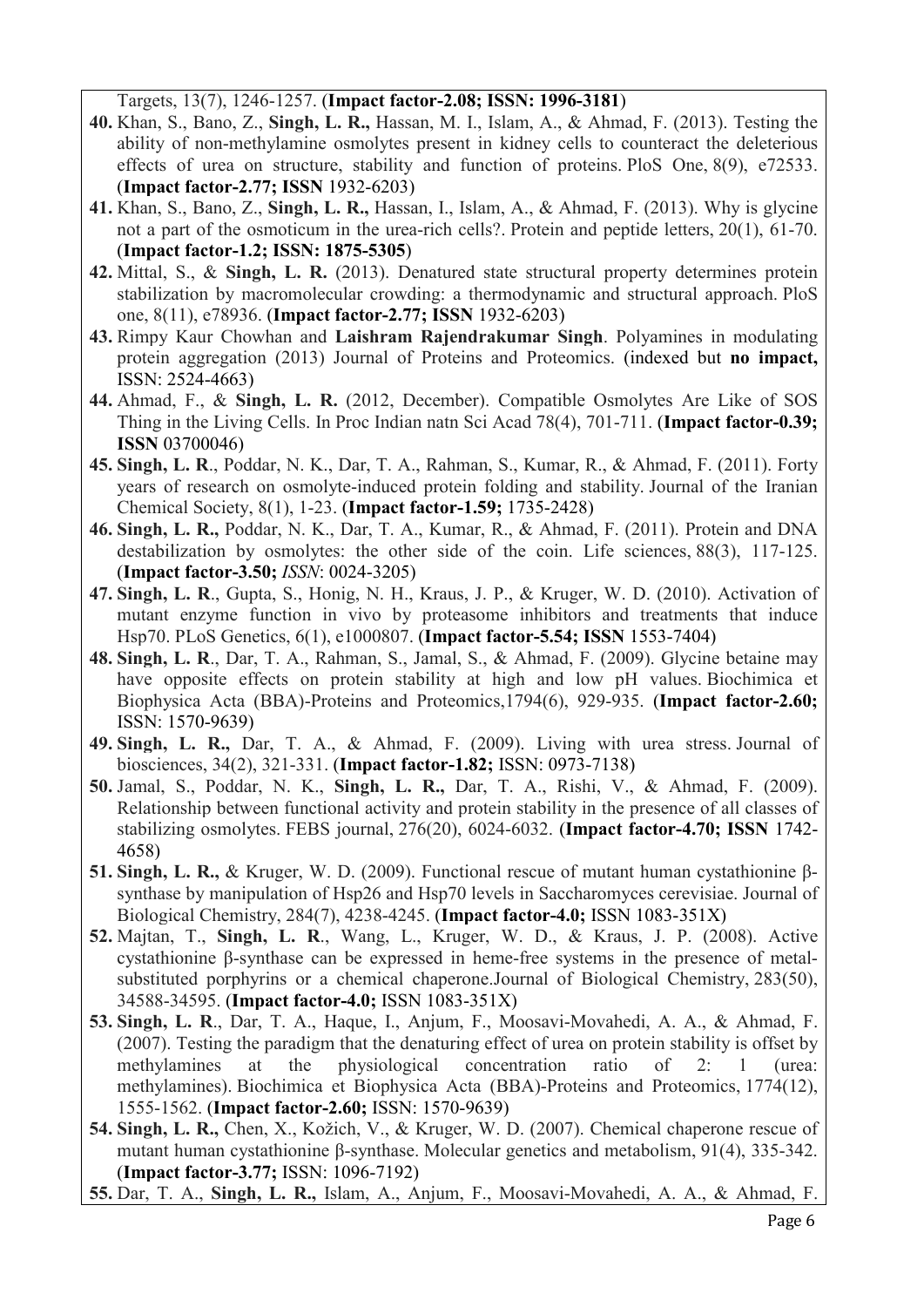Targets, 13(7), 1246-1257. (**Impact factor-2.08; ISSN: 1996-3181**)

40. Khan, S., Bano, Z., **Singh, L. R.,** Hassan, M. I., Islam, A., & Ahmad, F. (2013). Testing the ability of non-methylamine osmolytes present in kidney cells to counteract the deleterious effects of urea on structure, stability and function of proteins. PloS One, 8(9), e72533. (**Impact factor-2.77; ISSN** 1932-6203)
41. Khan, S., Bano, Z., **Singh, L. R.,** Hassan, I., Islam, A., & Ahmad, F. (2013). Why is glycine not a part of the osmoticum in the urea-rich cells?. Protein and peptide letters, 20(1), 61-70. (**Impact factor-1.2; ISSN: 1875-5305**)
42. Mittal, S., & **Singh, L. R.** (2013). Denatured state structural property determines protein stabilization by macromolecular crowding: a thermodynamic and structural approach. PloS one, 8(11), e78936. (**Impact factor-2.77; ISSN** 1932-6203)
43. Rimpy Kaur Chowhan and **Laishram Rajendrakumar Singh**. Polyamines in modulating protein aggregation (2013) Journal of Proteins and Proteomics. (indexed but **no impact,** ISSN: 2524-4663)
44. Ahmad, F., & **Singh, L. R.** (2012, December). Compatible Osmolytes Are Like of SOS Thing in the Living Cells. In Proc Indian natn Sci Acad 78(4), 701-711. (**Impact factor-0.39; ISSN** 03700046)
45. **Singh, L. R**., Poddar, N. K., Dar, T. A., Rahman, S., Kumar, R., & Ahmad, F. (2011). Forty years of research on osmolyte-induced protein folding and stability. Journal of the Iranian Chemical Society, 8(1), 1-23. (**Impact factor-1.59;** 1735-2428)
46. **Singh, L. R.,** Poddar, N. K., Dar, T. A., Kumar, R., & Ahmad, F. (2011). Protein and DNA destabilization by osmolytes: the other side of the coin. Life sciences, 88(3), 117-125. (**Impact factor-3.50;** *ISSN*: 0024-3205)
47. **Singh, L. R**., Gupta, S., Honig, N. H., Kraus, J. P., & Kruger, W. D. (2010). Activation of mutant enzyme function in vivo by proteasome inhibitors and treatments that induce Hsp70. PLoS Genetics, 6(1), e1000807. (**Impact factor-5.54; ISSN** 1553-7404)
48. **Singh, L. R**., Dar, T. A., Rahman, S., Jamal, S., & Ahmad, F. (2009). Glycine betaine may have opposite effects on protein stability at high and low pH values. Biochimica et Biophysica Acta (BBA)-Proteins and Proteomics,1794(6), 929-935. (**Impact factor-2.60;** ISSN: 1570-9639)
49. **Singh, L. R.,** Dar, T. A., & Ahmad, F. (2009). Living with urea stress. Journal of biosciences, 34(2), 321-331. (**Impact factor-1.82;** ISSN: 0973-7138)
50. Jamal, S., Poddar, N. K., **Singh, L. R.,** Dar, T. A., Rishi, V., & Ahmad, F. (2009). Relationship between functional activity and protein stability in the presence of all classes of stabilizing osmolytes. FEBS journal, 276(20), 6024-6032. (**Impact factor-4.70; ISSN** 1742-4658)
51. **Singh, L. R.,** & Kruger, W. D. (2009). Functional rescue of mutant human cystathionine β-synthase by manipulation of Hsp26 and Hsp70 levels in Saccharomyces cerevisiae. Journal of Biological Chemistry, 284(7), 4238-4245. (**Impact factor-4.0;** ISSN 1083-351X)
52. Majtan, T., **Singh, L. R**., Wang, L., Kruger, W. D., & Kraus, J. P. (2008). Active cystathionine β-synthase can be expressed in heme-free systems in the presence of metal-substituted porphyrins or a chemical chaperone.Journal of Biological Chemistry, 283(50), 34588-34595. (**Impact factor-4.0;** ISSN 1083-351X)
53. **Singh, L. R**., Dar, T. A., Haque, I., Anjum, F., Moosavi-Movahedi, A. A., & Ahmad, F. (2007). Testing the paradigm that the denaturing effect of urea on protein stability is offset by methylamines at the physiological concentration ratio of 2: 1 (urea: methylamines). Biochimica et Biophysica Acta (BBA)-Proteins and Proteomics, 1774(12), 1555-1562. (**Impact factor-2.60;** ISSN: 1570-9639)
54. **Singh, L. R.,** Chen, X., Kožich, V., & Kruger, W. D. (2007). Chemical chaperone rescue of mutant human cystathionine β-synthase. Molecular genetics and metabolism, 91(4), 335-342. (**Impact factor-3.77;** ISSN: 1096-7192)
55. Dar, T. A., **Singh, L. R.,** Islam, A., Anjum, F., Moosavi-Movahedi, A. A., & Ahmad, F.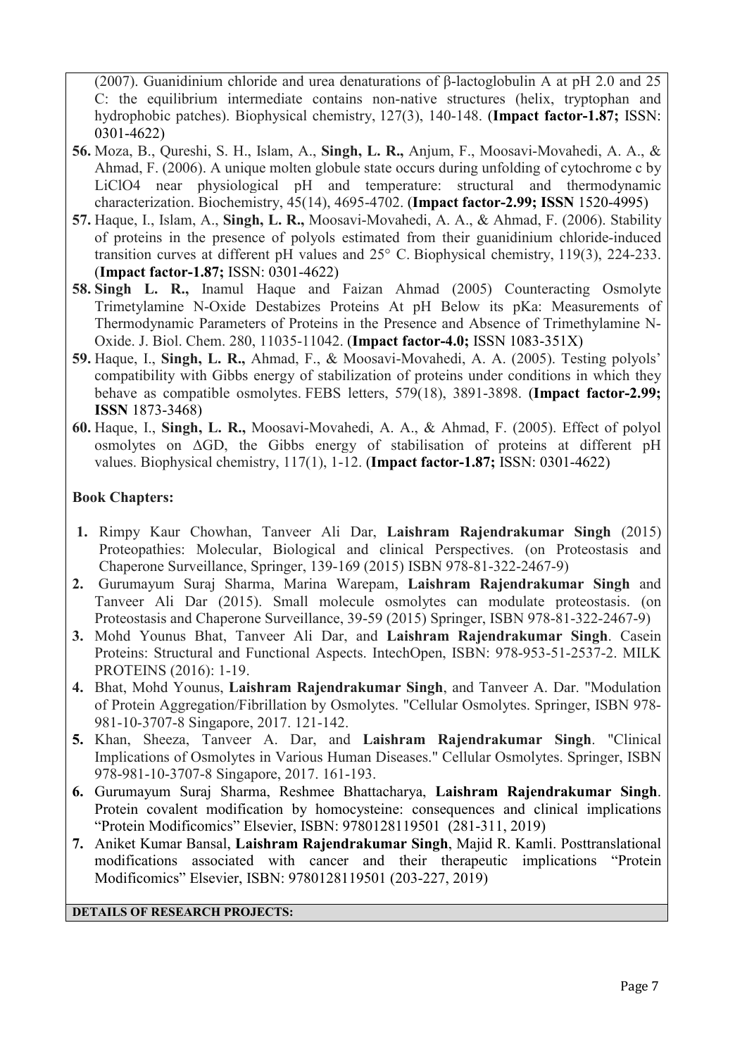(2007). Guanidinium chloride and urea denaturations of β-lactoglobulin A at pH 2.0 and 25 C: the equilibrium intermediate contains non-native structures (helix, tryptophan and hydrophobic patches). Biophysical chemistry, 127(3), 140-148. (**Impact factor-1.87;** ISSN: 0301-4622)

56. Moza, B., Qureshi, S. H., Islam, A., **Singh, L. R.,** Anjum, F., Moosavi-Movahedi, A. A., & Ahmad, F. (2006). A unique molten globule state occurs during unfolding of cytochrome c by LiClO4 near physiological pH and temperature: structural and thermodynamic characterization. Biochemistry, 45(14), 4695-4702. (**Impact factor-2.99; ISSN** 1520-4995)
57. Haque, I., Islam, A., **Singh, L. R.,** Moosavi-Movahedi, A. A., & Ahmad, F. (2006). Stability of proteins in the presence of polyols estimated from their guanidinium chloride-induced transition curves at different pH values and 25° C. Biophysical chemistry, 119(3), 224-233. (**Impact factor-1.87;** ISSN: 0301-4622)
58. **Singh L. R.,** Inamul Haque and Faizan Ahmad (2005) Counteracting Osmolyte Trimetylamine N-Oxide Destabizes Proteins At pH Below its pKa: Measurements of Thermodynamic Parameters of Proteins in the Presence and Absence of Trimethylamine N-Oxide. J. Biol. Chem. 280, 11035-11042. (**Impact factor-4.0;** ISSN 1083-351X)
59. Haque, I., **Singh, L. R.,** Ahmad, F., & Moosavi-Movahedi, A. A. (2005). Testing polyols' compatibility with Gibbs energy of stabilization of proteins under conditions in which they behave as compatible osmolytes. FEBS letters, 579(18), 3891-3898. (**Impact factor-2.99; ISSN** 1873-3468)
60. Haque, I., **Singh, L. R.,** Moosavi-Movahedi, A. A., & Ahmad, F. (2005). Effect of polyol osmolytes on ΔGD, the Gibbs energy of stabilisation of proteins at different pH values. Biophysical chemistry, 117(1), 1-12. (**Impact factor-1.87;** ISSN: 0301-4622)

**Book Chapters:**

1. Rimpy Kaur Chowhan, Tanveer Ali Dar, **Laishram Rajendrakumar Singh** (2015) Proteopathies: Molecular, Biological and clinical Perspectives. (on Proteostasis and Chaperone Surveillance, Springer, 139-169 (2015) ISBN 978-81-322-2467-9)
2. Gurumayum Suraj Sharma, Marina Warepam, **Laishram Rajendrakumar Singh** and Tanveer Ali Dar (2015). Small molecule osmolytes can modulate proteostasis. (on Proteostasis and Chaperone Surveillance, 39-59 (2015) Springer, ISBN 978-81-322-2467-9)
3. Mohd Younus Bhat, Tanveer Ali Dar, and **Laishram Rajendrakumar Singh**. Casein Proteins: Structural and Functional Aspects. IntechOpen, ISBN: 978-953-51-2537-2. MILK PROTEINS (2016): 1-19.
4. Bhat, Mohd Younus, **Laishram Rajendrakumar Singh**, and Tanveer A. Dar. "Modulation of Protein Aggregation/Fibrillation by Osmolytes. "Cellular Osmolytes. Springer, ISBN 978-981-10-3707-8 Singapore, 2017. 121-142.
5. Khan, Sheeza, Tanveer A. Dar, and **Laishram Rajendrakumar Singh**. "Clinical Implications of Osmolytes in Various Human Diseases." Cellular Osmolytes. Springer, ISBN 978-981-10-3707-8 Singapore, 2017. 161-193.
6. Gurumayum Suraj Sharma, Reshmee Bhattacharya, **Laishram Rajendrakumar Singh**. Protein covalent modification by homocysteine: consequences and clinical implications "Protein Modificomics" Elsevier, ISBN: 9780128119501 (281-311, 2019)
7. Aniket Kumar Bansal, **Laishram Rajendrakumar Singh**, Majid R. Kamli. Posttranslational modifications associated with cancer and their therapeutic implications "Protein Modificomics" Elsevier, ISBN: 9780128119501 (203-227, 2019)

**DETAILS OF RESEARCH PROJECTS:**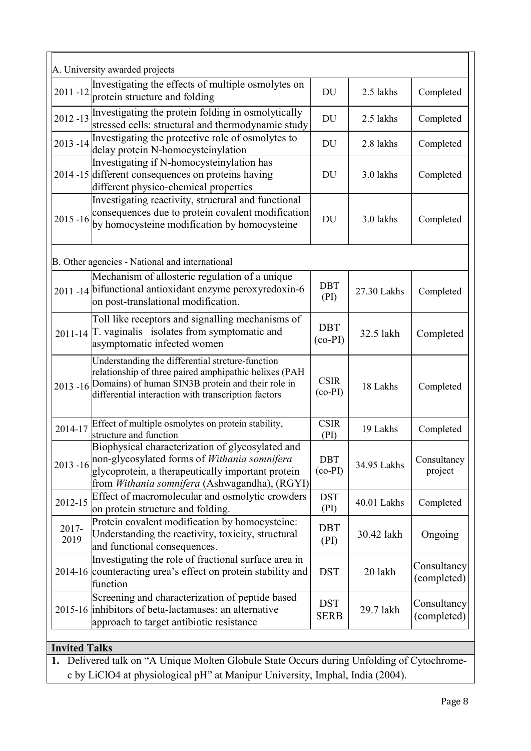| A. University awarded projects | | | | |
|---|---|---|---|---|
| 2011 -12 | Investigating the effects of multiple osmolytes on protein structure and folding | DU | 2.5 lakhs | Completed |
| 2012 -13 | Investigating the protein folding in osmolytically stressed cells: structural and thermodynamic study | DU | 2.5 lakhs | Completed |
| 2013 -14 | Investigating the protective role of osmolytes to delay protein N-homocysteinylation | DU | 2.8 lakhs | Completed |
| 2014 -15 | Investigating if N-homocysteinylation has different consequences on proteins having different physico-chemical properties | DU | 3.0 lakhs | Completed |
| 2015 -16 | Investigating reactivity, structural and functional consequences due to protein covalent modification by homocysteine modification by homocysteine | DU | 3.0 lakhs | Completed |
| B. Other agencies - National and international | | | | |
| 2011 -14 | Mechanism of allosteric regulation of a unique bifunctional antioxidant enzyme peroxyredoxin-6 on post-translational modification. | DBT (PI) | 27.30 Lakhs | Completed |
| 2011-14 | Toll like receptors and signalling mechanisms of T. vaginalis isolates from symptomatic and asymptomatic infected women | DBT (co-PI) | 32.5 lakh | Completed |
| 2013 -16 | Understanding the differential strcture-function relationship of three paired amphipathic helixes (PAH Domains) of human SIN3B protein and their role in differential interaction with transcription factors | CSIR (co-PI) | 18 Lakhs | Completed |
| 2014-17 | Effect of multiple osmolytes on protein stability, structure and function | CSIR (PI) | 19 Lakhs | Completed |
| 2013 -16 | Biophysical characterization of glycosylated and non-glycosylated forms of *Withania somnifera* glycoprotein, a therapeutically important protein from *Withania somnifera* (Ashwagandha), (RGYI) | DBT (co-PI) | 34.95 Lakhs | Consultancy project |
| 2012-15 | Effect of macromolecular and osmolytic crowders on protein structure and folding. | DST (PI) | 40.01 Lakhs | Completed |
| 2017-2019 | Protein covalent modification by homocysteine: Understanding the reactivity, toxicity, structural and functional consequences. | DBT (PI) | 30.42 lakh | Ongoing |
| 2014-16 | Investigating the role of fractional surface area in counteracting urea's effect on protein stability and function | DST | 20 lakh | Consultancy (completed) |
| 2015-16 | Screening and characterization of peptide based inhibitors of beta-lactamases: an alternative approach to target antibiotic resistance | DST SERB | 29.7 lakh | Consultancy (completed) |

## Invited Talks

1. Delivered talk on "A Unique Molten Globule State Occurs during Unfolding of Cytochrome-c by $LiClO_4$ at physiological pH" at Manipur University, Imphal, India (2004).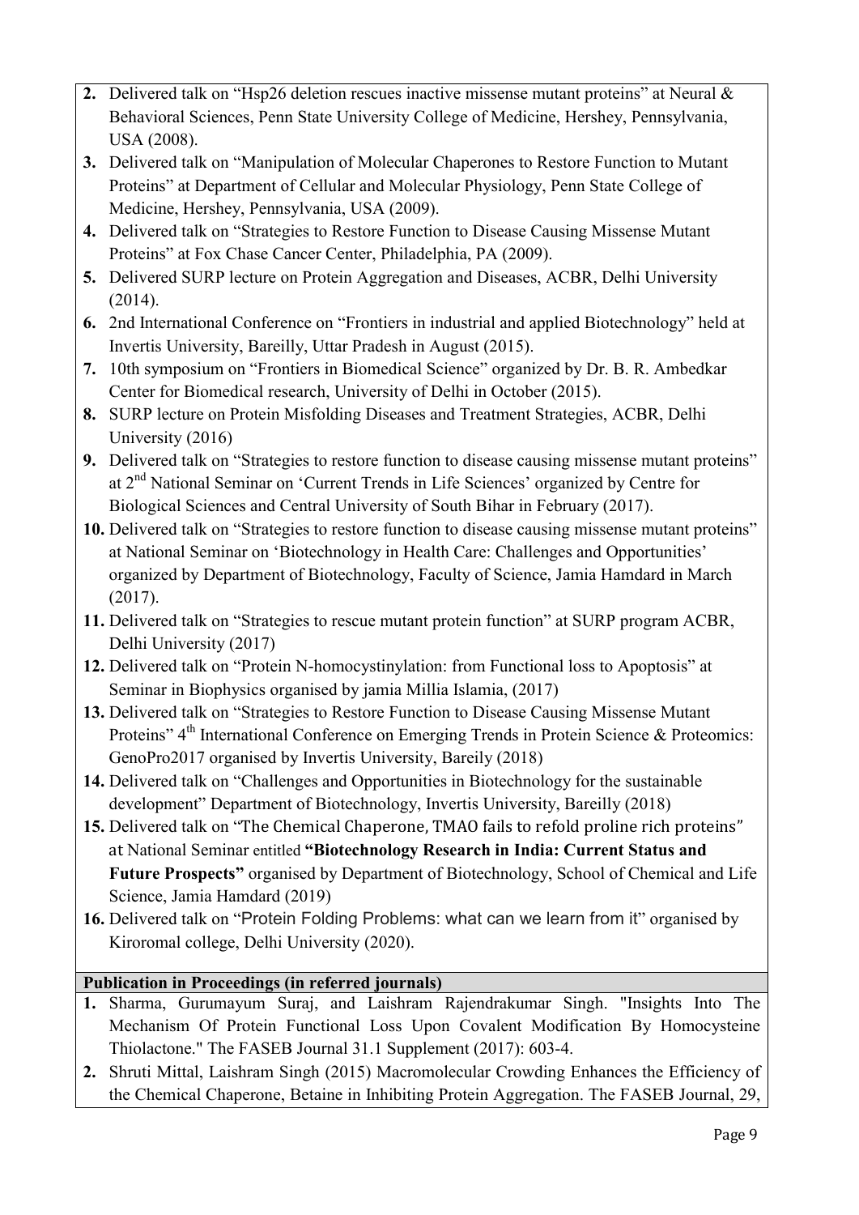2. Delivered talk on "Hsp26 deletion rescues inactive missense mutant proteins" at Neural & Behavioral Sciences, Penn State University College of Medicine, Hershey, Pennsylvania, USA (2008).
3. Delivered talk on "Manipulation of Molecular Chaperones to Restore Function to Mutant Proteins" at Department of Cellular and Molecular Physiology, Penn State College of Medicine, Hershey, Pennsylvania, USA (2009).
4. Delivered talk on "Strategies to Restore Function to Disease Causing Missense Mutant Proteins" at Fox Chase Cancer Center, Philadelphia, PA (2009).
5. Delivered SURP lecture on Protein Aggregation and Diseases, ACBR, Delhi University (2014).
6. 2nd International Conference on "Frontiers in industrial and applied Biotechnology" held at Invertis University, Bareilly, Uttar Pradesh in August (2015).
7. 10th symposium on "Frontiers in Biomedical Science" organized by Dr. B. R. Ambedkar Center for Biomedical research, University of Delhi in October (2015).
8. SURP lecture on Protein Misfolding Diseases and Treatment Strategies, ACBR, Delhi University (2016)
9. Delivered talk on "Strategies to restore function to disease causing missense mutant proteins" at 2nd National Seminar on 'Current Trends in Life Sciences' organized by Centre for Biological Sciences and Central University of South Bihar in February (2017).
10. Delivered talk on "Strategies to restore function to disease causing missense mutant proteins" at National Seminar on 'Biotechnology in Health Care: Challenges and Opportunities' organized by Department of Biotechnology, Faculty of Science, Jamia Hamdard in March (2017).
11. Delivered talk on "Strategies to rescue mutant protein function" at SURP program ACBR, Delhi University (2017)
12. Delivered talk on "Protein N-homocystinylation: from Functional loss to Apoptosis" at Seminar in Biophysics organised by jamia Millia Islamia, (2017)
13. Delivered talk on "Strategies to Restore Function to Disease Causing Missense Mutant Proteins" 4th International Conference on Emerging Trends in Protein Science & Proteomics: GenoPro2017 organised by Invertis University, Bareily (2018)
14. Delivered talk on "Challenges and Opportunities in Biotechnology for the sustainable development" Department of Biotechnology, Invertis University, Bareilly (2018)
15. Delivered talk on "The Chemical Chaperone, TMAO fails to refold proline rich proteins" at National Seminar entitled **"Biotechnology Research in India: Current Status and Future Prospects"** organised by Department of Biotechnology, School of Chemical and Life Science, Jamia Hamdard (2019)
16. Delivered talk on "Protein Folding Problems: what can we learn from it" organised by Kiroromal college, Delhi University (2020).

**Publication in Proceedings (in referred journals)**

1. Sharma, Gurumayum Suraj, and Laishram Rajendrakumar Singh. "Insights Into The Mechanism Of Protein Functional Loss Upon Covalent Modification By Homocysteine Thiolactone." The FASEB Journal 31.1 Supplement (2017): 603-4.
2. Shruti Mittal, Laishram Singh (2015) Macromolecular Crowding Enhances the Efficiency of the Chemical Chaperone, Betaine in Inhibiting Protein Aggregation. The FASEB Journal, 29,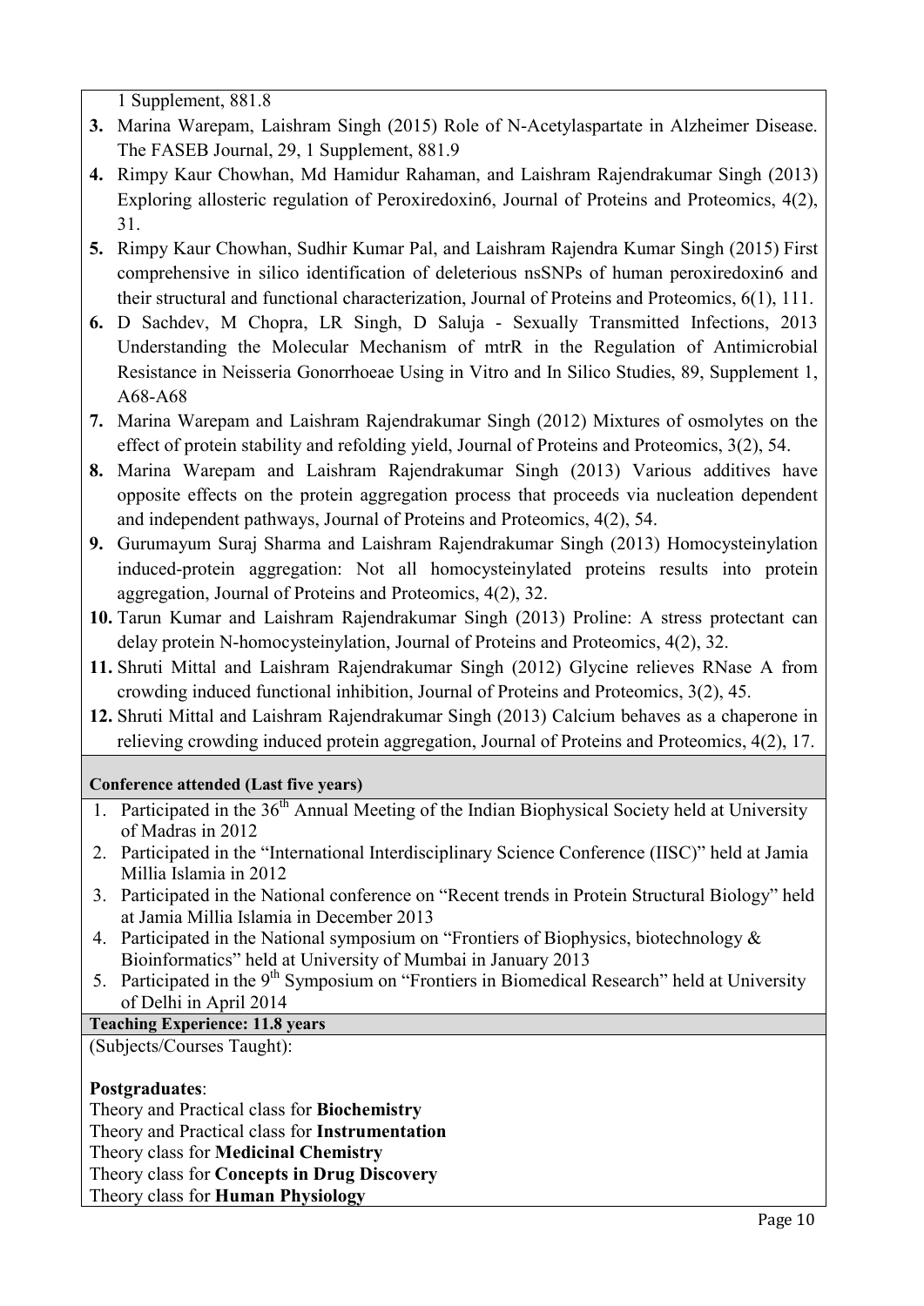1 Supplement, 881.8

3. Marina Warepam, Laishram Singh (2015) Role of N-Acetylaspartate in Alzheimer Disease. The FASEB Journal, 29, 1 Supplement, 881.9
4. Rimpy Kaur Chowhan, Md Hamidur Rahaman, and Laishram Rajendrakumar Singh (2013) Exploring allosteric regulation of Peroxiredoxin6, Journal of Proteins and Proteomics, 4(2), 31.
5. Rimpy Kaur Chowhan, Sudhir Kumar Pal, and Laishram Rajendra Kumar Singh (2015) First comprehensive in silico identification of deleterious nsSNPs of human peroxiredoxin6 and their structural and functional characterization, Journal of Proteins and Proteomics, 6(1), 111.
6. D Sachdev, M Chopra, LR Singh, D Saluja - Sexually Transmitted Infections, 2013 Understanding the Molecular Mechanism of mtrR in the Regulation of Antimicrobial Resistance in Neisseria Gonorrhoeae Using in Vitro and In Silico Studies, 89, Supplement 1, A68-A68
7. Marina Warepam and Laishram Rajendrakumar Singh (2012) Mixtures of osmolytes on the effect of protein stability and refolding yield, Journal of Proteins and Proteomics, 3(2), 54.
8. Marina Warepam and Laishram Rajendrakumar Singh (2013) Various additives have opposite effects on the protein aggregation process that proceeds via nucleation dependent and independent pathways, Journal of Proteins and Proteomics, 4(2), 54.
9. Gurumayum Suraj Sharma and Laishram Rajendrakumar Singh (2013) Homocysteinylation induced-protein aggregation: Not all homocysteinylated proteins results into protein aggregation, Journal of Proteins and Proteomics, 4(2), 32.
10. Tarun Kumar and Laishram Rajendrakumar Singh (2013) Proline: A stress protectant can delay protein N-homocysteinylation, Journal of Proteins and Proteomics, 4(2), 32.
11. Shruti Mittal and Laishram Rajendrakumar Singh (2012) Glycine relieves RNase A from crowding induced functional inhibition, Journal of Proteins and Proteomics, 3(2), 45.
12. Shruti Mittal and Laishram Rajendrakumar Singh (2013) Calcium behaves as a chaperone in relieving crowding induced protein aggregation, Journal of Proteins and Proteomics, 4(2), 17.

**Conference attended (Last five years)**

1. Participated in the 36th Annual Meeting of the Indian Biophysical Society held at University of Madras in 2012
2. Participated in the "International Interdisciplinary Science Conference (IISC)" held at Jamia Millia Islamia in 2012
3. Participated in the National conference on "Recent trends in Protein Structural Biology" held at Jamia Millia Islamia in December 2013
4. Participated in the National symposium on "Frontiers of Biophysics, biotechnology & Bioinformatics" held at University of Mumbai in January 2013
5. Participated in the 9th Symposium on "Frontiers in Biomedical Research" held at University of Delhi in April 2014

**Teaching Experience: 11.8 years**

(Subjects/Courses Taught):

**Postgraduates**:

Theory and Practical class for **Biochemistry**
Theory and Practical class for **Instrumentation**
Theory class for **Medicinal Chemistry**
Theory class for **Concepts in Drug Discovery**
Theory class for **Human Physiology**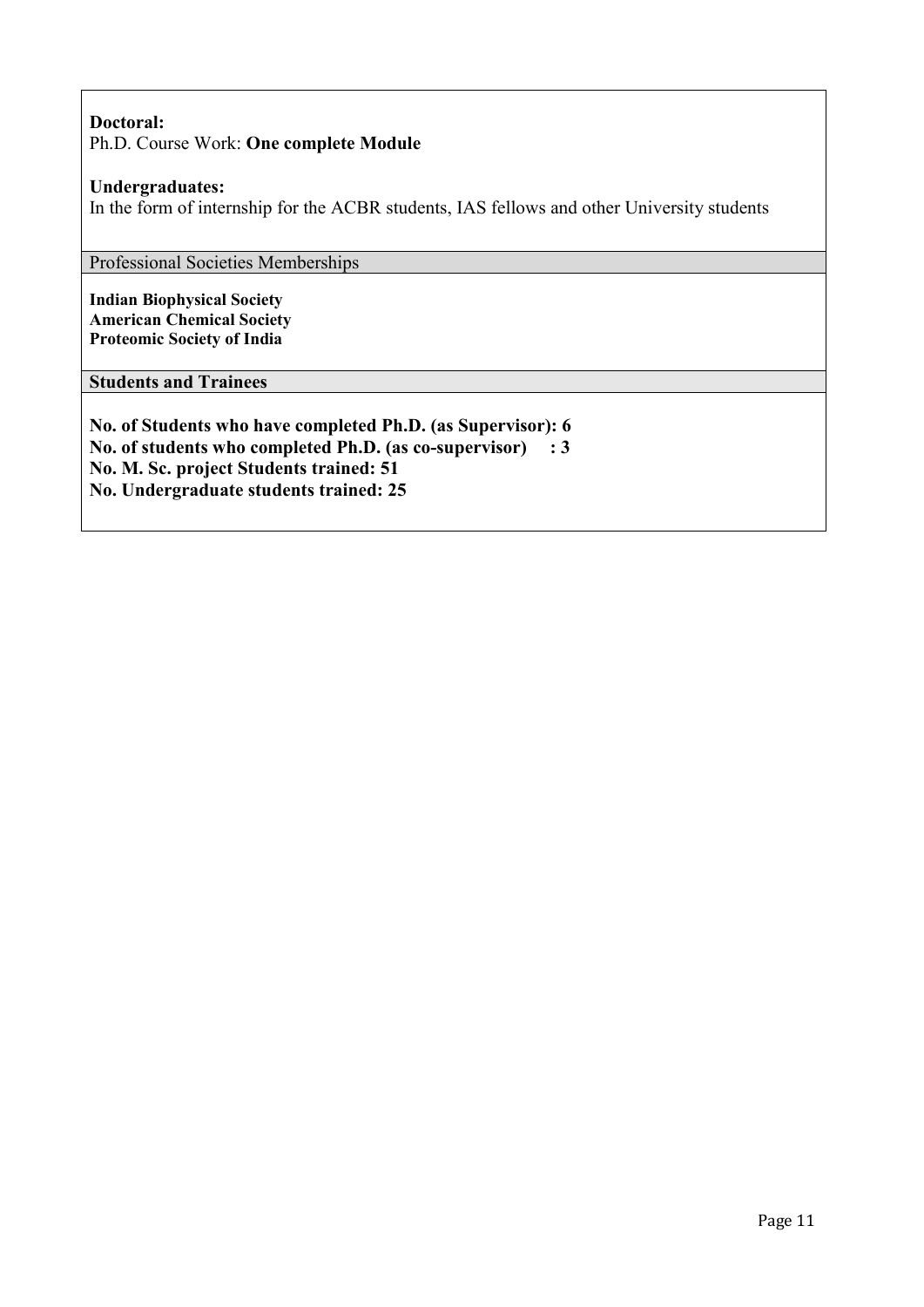**Doctoral:**
Ph.D. Course Work: **One complete Module**

**Undergraduates:**
In the form of internship for the ACBR students, IAS fellows and other University students

## Professional Societies Memberships

**Indian Biophysical Society**
**American Chemical Society**
**Proteomic Society of India**

## Students and Trainees

**No. of Students who have completed Ph.D. (as Supervisor): 6**
**No. of students who completed Ph.D. (as co-supervisor) : 3**
**No. M. Sc. project Students trained: 51**
**No. Undergraduate students trained: 25**